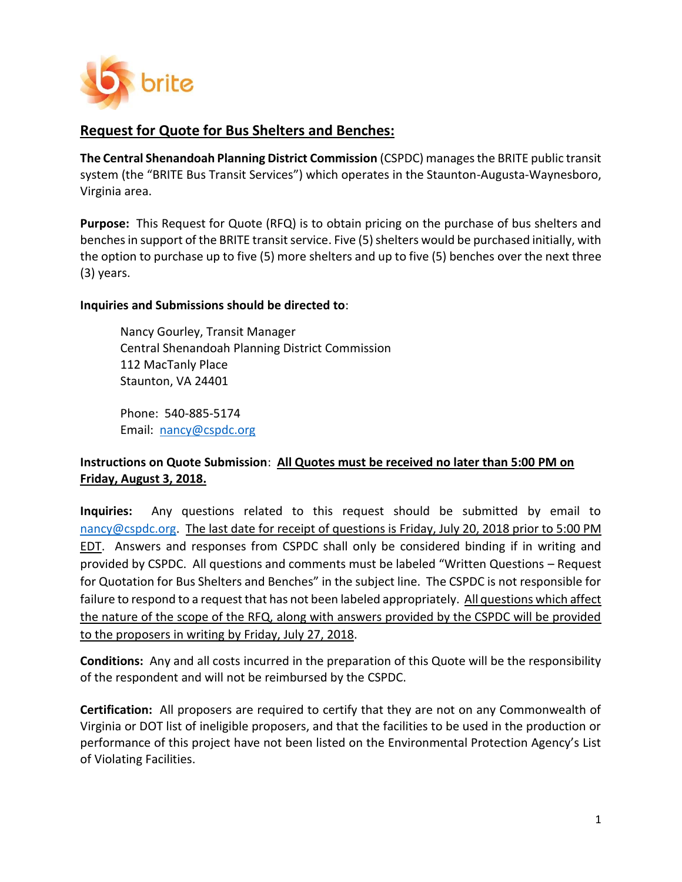brite

## Request for Quote for Bus Shelters and Benches:

**The Central Shenandoah Planning District Commission** (CSPDC) manages the BRITE public transit system (the "BRITE Bus Transit Services") which operates in the Staunton-Augusta-Waynesboro, Virginia area.

**Purpose:** This Request for Quote (RFQ) is to obtain pricing on the purchase of bus shelters and benches in support of the BRITE transit service. Five (5) shelters would be purchased initially, with the option to purchase up to five (5) more shelters and up to five (5) benches over the next three (3) years.

**Inquiries and Submissions should be directed to**:

Nancy Gourley, Transit Manager
Central Shenandoah Planning District Commission
112 MacTanly Place
Staunton, VA 24401

Phone: 540-885-5174
Email: nancy@cspdc.org

**Instructions on Quote Submission**: **All Quotes must be received no later than 5:00 PM on Friday, August 3, 2018.**

**Inquiries:** Any questions related to this request should be submitted by email to nancy@cspdc.org. The last date for receipt of questions is Friday, July 20, 2018 prior to 5:00 PM EDT. Answers and responses from CSPDC shall only be considered binding if in writing and provided by CSPDC. All questions and comments must be labeled "Written Questions – Request for Quotation for Bus Shelters and Benches" in the subject line. The CSPDC is not responsible for failure to respond to a request that has not been labeled appropriately. All questions which affect the nature of the scope of the RFQ, along with answers provided by the CSPDC will be provided to the proposers in writing by Friday, July 27, 2018.

**Conditions:** Any and all costs incurred in the preparation of this Quote will be the responsibility of the respondent and will not be reimbursed by the CSPDC.

**Certification:** All proposers are required to certify that they are not on any Commonwealth of Virginia or DOT list of ineligible proposers, and that the facilities to be used in the production or performance of this project have not been listed on the Environmental Protection Agency's List of Violating Facilities.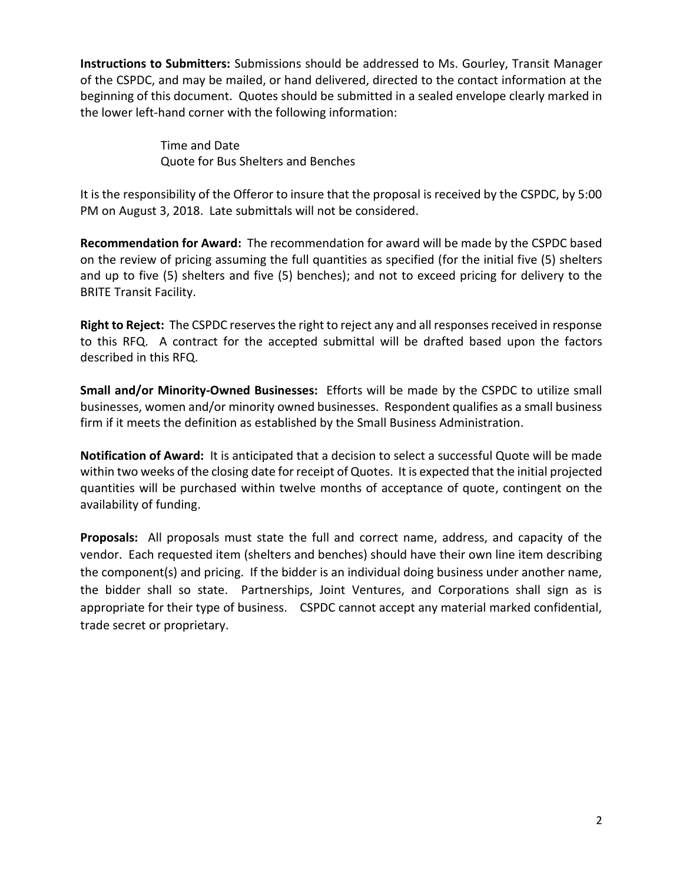**Instructions to Submitters:** Submissions should be addressed to Ms. Gourley, Transit Manager of the CSPDC, and may be mailed, or hand delivered, directed to the contact information at the beginning of this document. Quotes should be submitted in a sealed envelope clearly marked in the lower left-hand corner with the following information:

Time and Date
Quote for Bus Shelters and Benches

It is the responsibility of the Offeror to insure that the proposal is received by the CSPDC, by 5:00 PM on August 3, 2018. Late submittals will not be considered.

**Recommendation for Award:** The recommendation for award will be made by the CSPDC based on the review of pricing assuming the full quantities as specified (for the initial five (5) shelters and up to five (5) shelters and five (5) benches); and not to exceed pricing for delivery to the BRITE Transit Facility.

**Right to Reject:** The CSPDC reserves the right to reject any and all responses received in response to this RFQ. A contract for the accepted submittal will be drafted based upon the factors described in this RFQ.

**Small and/or Minority-Owned Businesses:** Efforts will be made by the CSPDC to utilize small businesses, women and/or minority owned businesses. Respondent qualifies as a small business firm if it meets the definition as established by the Small Business Administration.

**Notification of Award:** It is anticipated that a decision to select a successful Quote will be made within two weeks of the closing date for receipt of Quotes. It is expected that the initial projected quantities will be purchased within twelve months of acceptance of quote, contingent on the availability of funding.

**Proposals:** All proposals must state the full and correct name, address, and capacity of the vendor. Each requested item (shelters and benches) should have their own line item describing the component(s) and pricing. If the bidder is an individual doing business under another name, the bidder shall so state. Partnerships, Joint Ventures, and Corporations shall sign as is appropriate for their type of business. CSPDC cannot accept any material marked confidential, trade secret or proprietary.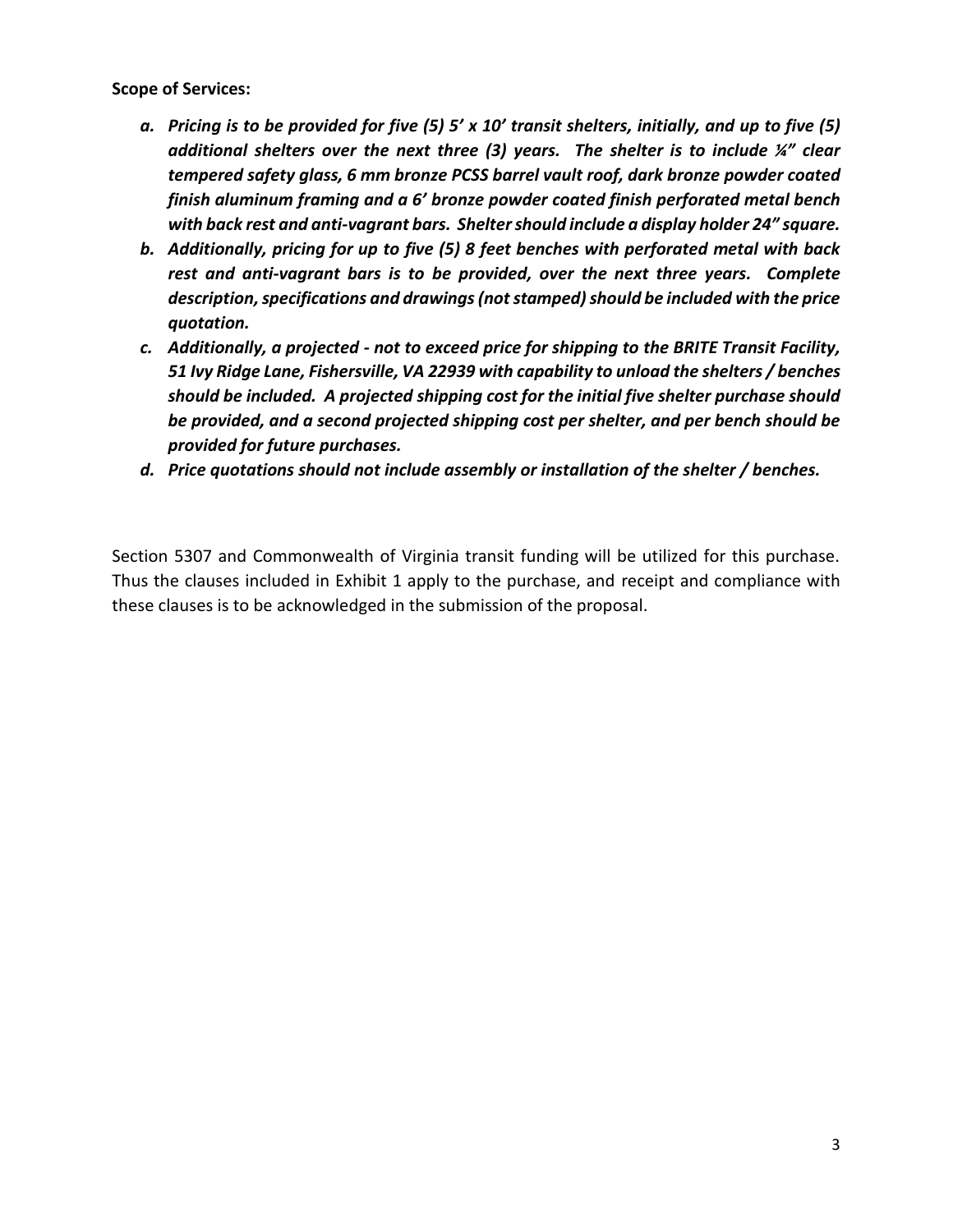**Scope of Services:**

a. ***Pricing is to be provided for five (5) 5' x 10' transit shelters, initially, and up to five (5) additional shelters over the next three (3) years. The shelter is to include ¼" clear tempered safety glass, 6 mm bronze PCSS barrel vault roof, dark bronze powder coated finish aluminum framing and a 6' bronze powder coated finish perforated metal bench with back rest and anti-vagrant bars. Shelter should include a display holder 24" square.***
b. ***Additionally, pricing for up to five (5) 8 feet benches with perforated metal with back rest and anti-vagrant bars is to be provided, over the next three years. Complete description, specifications and drawings (not stamped) should be included with the price quotation.***
c. ***Additionally, a projected - not to exceed price for shipping to the BRITE Transit Facility, 51 Ivy Ridge Lane, Fishersville, VA 22939 with capability to unload the shelters / benches should be included. A projected shipping cost for the initial five shelter purchase should be provided, and a second projected shipping cost per shelter, and per bench should be provided for future purchases.***
d. ***Price quotations should not include assembly or installation of the shelter / benches.***

Section 5307 and Commonwealth of Virginia transit funding will be utilized for this purchase. Thus the clauses included in Exhibit 1 apply to the purchase, and receipt and compliance with these clauses is to be acknowledged in the submission of the proposal.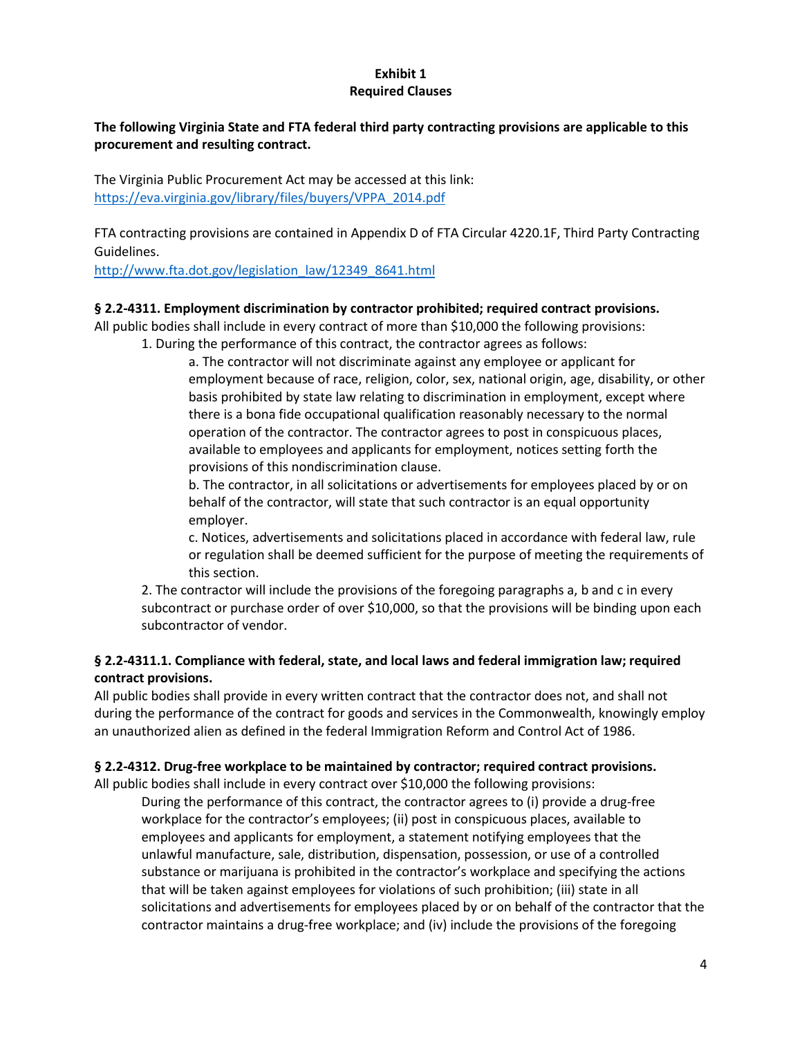**Exhibit 1**
**Required Clauses**

**The following Virginia State and FTA federal third party contracting provisions are applicable to this procurement and resulting contract.**

The Virginia Public Procurement Act may be accessed at this link:
https://eva.virginia.gov/library/files/buyers/VPPA_2014.pdf

FTA contracting provisions are contained in Appendix D of FTA Circular 4220.1F, Third Party Contracting Guidelines.
http://www.fta.dot.gov/legislation_law/12349_8641.html

**§ 2.2-4311. Employment discrimination by contractor prohibited; required contract provisions.**
All public bodies shall include in every contract of more than $10,000 the following provisions:

1. During the performance of this contract, the contractor agrees as follows:
   a. The contractor will not discriminate against any employee or applicant for employment because of race, religion, color, sex, national origin, age, disability, or other basis prohibited by state law relating to discrimination in employment, except where there is a bona fide occupational qualification reasonably necessary to the normal operation of the contractor. The contractor agrees to post in conspicuous places, available to employees and applicants for employment, notices setting forth the provisions of this nondiscrimination clause.
   b. The contractor, in all solicitations or advertisements for employees placed by or on behalf of the contractor, will state that such contractor is an equal opportunity employer.
   c. Notices, advertisements and solicitations placed in accordance with federal law, rule or regulation shall be deemed sufficient for the purpose of meeting the requirements of this section.
2. The contractor will include the provisions of the foregoing paragraphs a, b and c in every subcontract or purchase order of over $10,000, so that the provisions will be binding upon each subcontractor of vendor.

**§ 2.2-4311.1. Compliance with federal, state, and local laws and federal immigration law; required contract provisions.**
All public bodies shall provide in every written contract that the contractor does not, and shall not during the performance of the contract for goods and services in the Commonwealth, knowingly employ an unauthorized alien as defined in the federal Immigration Reform and Control Act of 1986.

**§ 2.2-4312. Drug-free workplace to be maintained by contractor; required contract provisions.**
All public bodies shall include in every contract over $10,000 the following provisions:

During the performance of this contract, the contractor agrees to (i) provide a drug-free workplace for the contractor's employees; (ii) post in conspicuous places, available to employees and applicants for employment, a statement notifying employees that the unlawful manufacture, sale, distribution, dispensation, possession, or use of a controlled substance or marijuana is prohibited in the contractor's workplace and specifying the actions that will be taken against employees for violations of such prohibition; (iii) state in all solicitations and advertisements for employees placed by or on behalf of the contractor that the contractor maintains a drug-free workplace; and (iv) include the provisions of the foregoing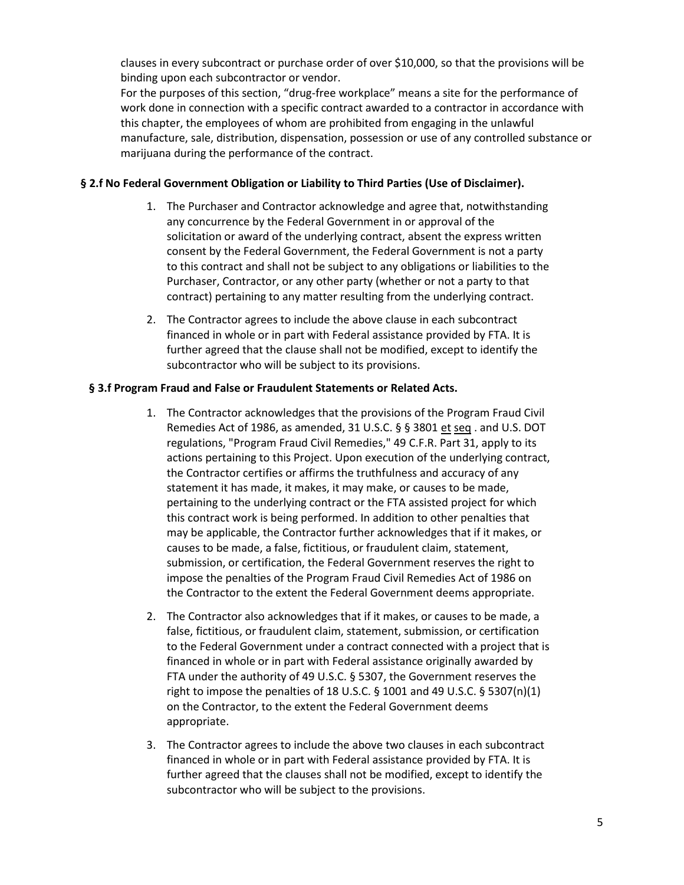clauses in every subcontract or purchase order of over $10,000, so that the provisions will be binding upon each subcontractor or vendor.

For the purposes of this section, “drug-free workplace” means a site for the performance of work done in connection with a specific contract awarded to a contractor in accordance with this chapter, the employees of whom are prohibited from engaging in the unlawful manufacture, sale, distribution, dispensation, possession or use of any controlled substance or marijuana during the performance of the contract.

**§ 2.f No Federal Government Obligation or Liability to Third Parties (Use of Disclaimer).**

1. The Purchaser and Contractor acknowledge and agree that, notwithstanding any concurrence by the Federal Government in or approval of the solicitation or award of the underlying contract, absent the express written consent by the Federal Government, the Federal Government is not a party to this contract and shall not be subject to any obligations or liabilities to the Purchaser, Contractor, or any other party (whether or not a party to that contract) pertaining to any matter resulting from the underlying contract.

2. The Contractor agrees to include the above clause in each subcontract financed in whole or in part with Federal assistance provided by FTA. It is further agreed that the clause shall not be modified, except to identify the subcontractor who will be subject to its provisions.

**§ 3.f Program Fraud and False or Fraudulent Statements or Related Acts.**

1. The Contractor acknowledges that the provisions of the Program Fraud Civil Remedies Act of 1986, as amended, 31 U.S.C. § § 3801 et seq . and U.S. DOT regulations, "Program Fraud Civil Remedies," 49 C.F.R. Part 31, apply to its actions pertaining to this Project. Upon execution of the underlying contract, the Contractor certifies or affirms the truthfulness and accuracy of any statement it has made, it makes, it may make, or causes to be made, pertaining to the underlying contract or the FTA assisted project for which this contract work is being performed. In addition to other penalties that may be applicable, the Contractor further acknowledges that if it makes, or causes to be made, a false, fictitious, or fraudulent claim, statement, submission, or certification, the Federal Government reserves the right to impose the penalties of the Program Fraud Civil Remedies Act of 1986 on the Contractor to the extent the Federal Government deems appropriate.

2. The Contractor also acknowledges that if it makes, or causes to be made, a false, fictitious, or fraudulent claim, statement, submission, or certification to the Federal Government under a contract connected with a project that is financed in whole or in part with Federal assistance originally awarded by FTA under the authority of 49 U.S.C. § 5307, the Government reserves the right to impose the penalties of 18 U.S.C. § 1001 and 49 U.S.C. § 5307(n)(1) on the Contractor, to the extent the Federal Government deems appropriate.

3. The Contractor agrees to include the above two clauses in each subcontract financed in whole or in part with Federal assistance provided by FTA. It is further agreed that the clauses shall not be modified, except to identify the subcontractor who will be subject to the provisions.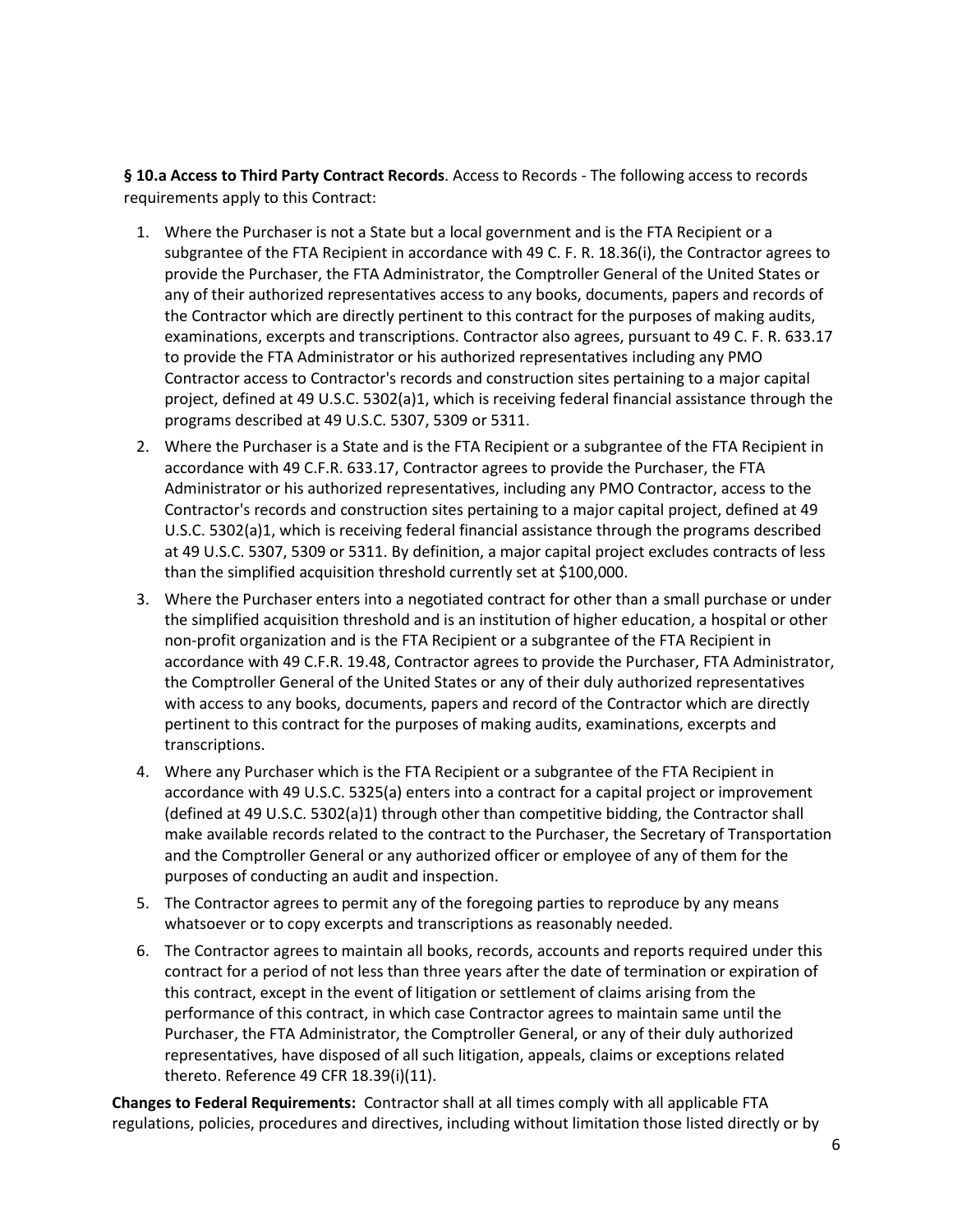**§ 10.a Access to Third Party Contract Records**. Access to Records - The following access to records requirements apply to this Contract:

1. Where the Purchaser is not a State but a local government and is the FTA Recipient or a subgrantee of the FTA Recipient in accordance with 49 C. F. R. 18.36(i), the Contractor agrees to provide the Purchaser, the FTA Administrator, the Comptroller General of the United States or any of their authorized representatives access to any books, documents, papers and records of the Contractor which are directly pertinent to this contract for the purposes of making audits, examinations, excerpts and transcriptions. Contractor also agrees, pursuant to 49 C. F. R. 633.17 to provide the FTA Administrator or his authorized representatives including any PMO Contractor access to Contractor's records and construction sites pertaining to a major capital project, defined at 49 U.S.C. 5302(a)1, which is receiving federal financial assistance through the programs described at 49 U.S.C. 5307, 5309 or 5311.
2. Where the Purchaser is a State and is the FTA Recipient or a subgrantee of the FTA Recipient in accordance with 49 C.F.R. 633.17, Contractor agrees to provide the Purchaser, the FTA Administrator or his authorized representatives, including any PMO Contractor, access to the Contractor's records and construction sites pertaining to a major capital project, defined at 49 U.S.C. 5302(a)1, which is receiving federal financial assistance through the programs described at 49 U.S.C. 5307, 5309 or 5311. By definition, a major capital project excludes contracts of less than the simplified acquisition threshold currently set at $100,000.
3. Where the Purchaser enters into a negotiated contract for other than a small purchase or under the simplified acquisition threshold and is an institution of higher education, a hospital or other non-profit organization and is the FTA Recipient or a subgrantee of the FTA Recipient in accordance with 49 C.F.R. 19.48, Contractor agrees to provide the Purchaser, FTA Administrator, the Comptroller General of the United States or any of their duly authorized representatives with access to any books, documents, papers and record of the Contractor which are directly pertinent to this contract for the purposes of making audits, examinations, excerpts and transcriptions.
4. Where any Purchaser which is the FTA Recipient or a subgrantee of the FTA Recipient in accordance with 49 U.S.C. 5325(a) enters into a contract for a capital project or improvement (defined at 49 U.S.C. 5302(a)1) through other than competitive bidding, the Contractor shall make available records related to the contract to the Purchaser, the Secretary of Transportation and the Comptroller General or any authorized officer or employee of any of them for the purposes of conducting an audit and inspection.
5. The Contractor agrees to permit any of the foregoing parties to reproduce by any means whatsoever or to copy excerpts and transcriptions as reasonably needed.
6. The Contractor agrees to maintain all books, records, accounts and reports required under this contract for a period of not less than three years after the date of termination or expiration of this contract, except in the event of litigation or settlement of claims arising from the performance of this contract, in which case Contractor agrees to maintain same until the Purchaser, the FTA Administrator, the Comptroller General, or any of their duly authorized representatives, have disposed of all such litigation, appeals, claims or exceptions related thereto. Reference 49 CFR 18.39(i)(11).

**Changes to Federal Requirements:** Contractor shall at all times comply with all applicable FTA regulations, policies, procedures and directives, including without limitation those listed directly or by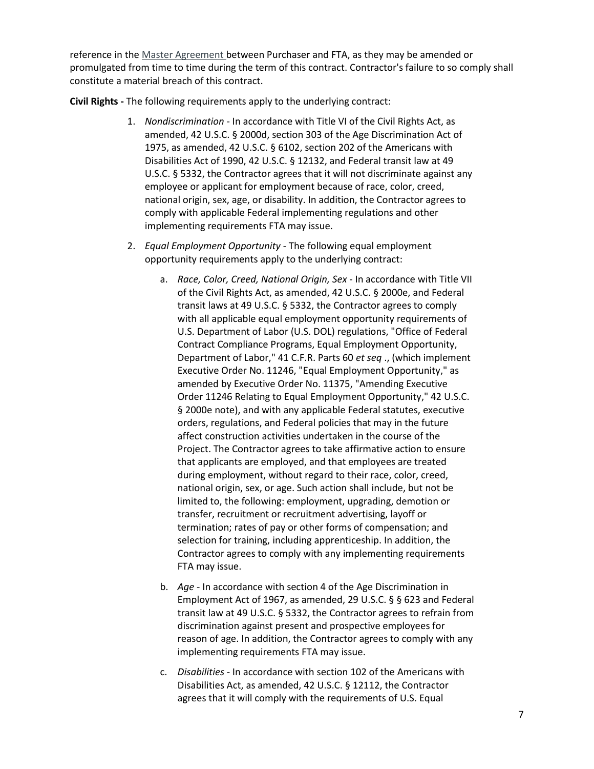reference in the Master Agreement between Purchaser and FTA, as they may be amended or promulgated from time to time during the term of this contract. Contractor's failure to so comply shall constitute a material breach of this contract.

**Civil Rights -** The following requirements apply to the underlying contract:

1. *Nondiscrimination* - In accordance with Title VI of the Civil Rights Act, as amended, 42 U.S.C. § 2000d, section 303 of the Age Discrimination Act of 1975, as amended, 42 U.S.C. § 6102, section 202 of the Americans with Disabilities Act of 1990, 42 U.S.C. § 12132, and Federal transit law at 49 U.S.C. § 5332, the Contractor agrees that it will not discriminate against any employee or applicant for employment because of race, color, creed, national origin, sex, age, or disability. In addition, the Contractor agrees to comply with applicable Federal implementing regulations and other implementing requirements FTA may issue.

2. *Equal Employment Opportunity* - The following equal employment opportunity requirements apply to the underlying contract:

   a. *Race, Color, Creed, National Origin, Sex* - In accordance with Title VII of the Civil Rights Act, as amended, 42 U.S.C. § 2000e, and Federal transit laws at 49 U.S.C. § 5332, the Contractor agrees to comply with all applicable equal employment opportunity requirements of U.S. Department of Labor (U.S. DOL) regulations, "Office of Federal Contract Compliance Programs, Equal Employment Opportunity, Department of Labor," 41 C.F.R. Parts 60 *et seq* ., (which implement Executive Order No. 11246, "Equal Employment Opportunity," as amended by Executive Order No. 11375, "Amending Executive Order 11246 Relating to Equal Employment Opportunity," 42 U.S.C. § 2000e note), and with any applicable Federal statutes, executive orders, regulations, and Federal policies that may in the future affect construction activities undertaken in the course of the Project. The Contractor agrees to take affirmative action to ensure that applicants are employed, and that employees are treated during employment, without regard to their race, color, creed, national origin, sex, or age. Such action shall include, but not be limited to, the following: employment, upgrading, demotion or transfer, recruitment or recruitment advertising, layoff or termination; rates of pay or other forms of compensation; and selection for training, including apprenticeship. In addition, the Contractor agrees to comply with any implementing requirements FTA may issue.

   b. *Age* - In accordance with section 4 of the Age Discrimination in Employment Act of 1967, as amended, 29 U.S.C. § § 623 and Federal transit law at 49 U.S.C. § 5332, the Contractor agrees to refrain from discrimination against present and prospective employees for reason of age. In addition, the Contractor agrees to comply with any implementing requirements FTA may issue.

   c. *Disabilities* - In accordance with section 102 of the Americans with Disabilities Act, as amended, 42 U.S.C. § 12112, the Contractor agrees that it will comply with the requirements of U.S. Equal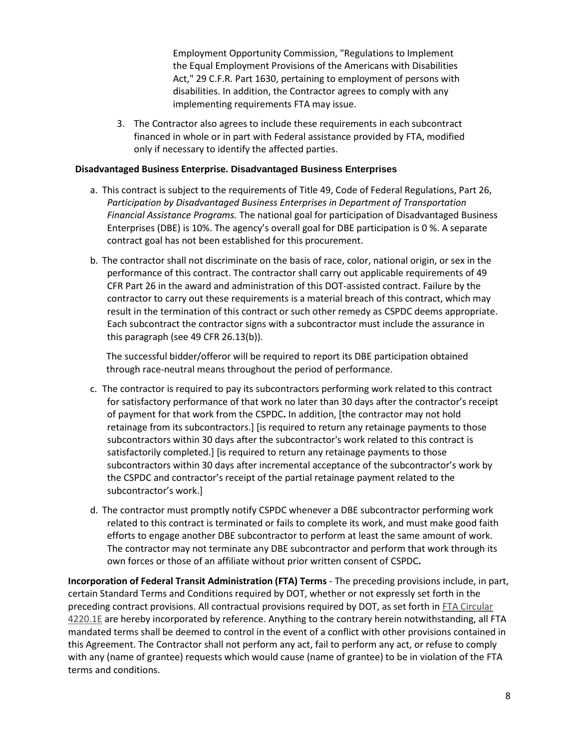Employment Opportunity Commission, "Regulations to Implement the Equal Employment Provisions of the Americans with Disabilities Act," 29 C.F.R. Part 1630, pertaining to employment of persons with disabilities. In addition, the Contractor agrees to comply with any implementing requirements FTA may issue.

3. The Contractor also agrees to include these requirements in each subcontract financed in whole or in part with Federal assistance provided by FTA, modified only if necessary to identify the affected parties.

**Disadvantaged Business Enterprise. Disadvantaged Business Enterprises**

a. This contract is subject to the requirements of Title 49, Code of Federal Regulations, Part 26, *Participation by Disadvantaged Business Enterprises in Department of Transportation Financial Assistance Programs.* The national goal for participation of Disadvantaged Business Enterprises (DBE) is 10%. The agency's overall goal for DBE participation is 0 %. A separate contract goal has not been established for this procurement.

b. The contractor shall not discriminate on the basis of race, color, national origin, or sex in the performance of this contract. The contractor shall carry out applicable requirements of 49 CFR Part 26 in the award and administration of this DOT-assisted contract. Failure by the contractor to carry out these requirements is a material breach of this contract, which may result in the termination of this contract or such other remedy as CSPDC deems appropriate. Each subcontract the contractor signs with a subcontractor must include the assurance in this paragraph (see 49 CFR 26.13(b)).

   The successful bidder/offeror will be required to report its DBE participation obtained through race-neutral means throughout the period of performance.

c. The contractor is required to pay its subcontractors performing work related to this contract for satisfactory performance of that work no later than 30 days after the contractor's receipt of payment for that work from the CSPDC**.** In addition, [the contractor may not hold retainage from its subcontractors.] [is required to return any retainage payments to those subcontractors within 30 days after the subcontractor's work related to this contract is satisfactorily completed.] [is required to return any retainage payments to those subcontractors within 30 days after incremental acceptance of the subcontractor's work by the CSPDC and contractor's receipt of the partial retainage payment related to the subcontractor's work.]

d. The contractor must promptly notify CSPDC whenever a DBE subcontractor performing work related to this contract is terminated or fails to complete its work, and must make good faith efforts to engage another DBE subcontractor to perform at least the same amount of work. The contractor may not terminate any DBE subcontractor and perform that work through its own forces or those of an affiliate without prior written consent of CSPDC**.**

**Incorporation of Federal Transit Administration (FTA) Terms** - The preceding provisions include, in part, certain Standard Terms and Conditions required by DOT, whether or not expressly set forth in the preceding contract provisions. All contractual provisions required by DOT, as set forth in FTA Circular 4220.1E are hereby incorporated by reference. Anything to the contrary herein notwithstanding, all FTA mandated terms shall be deemed to control in the event of a conflict with other provisions contained in this Agreement. The Contractor shall not perform any act, fail to perform any act, or refuse to comply with any (name of grantee) requests which would cause (name of grantee) to be in violation of the FTA terms and conditions.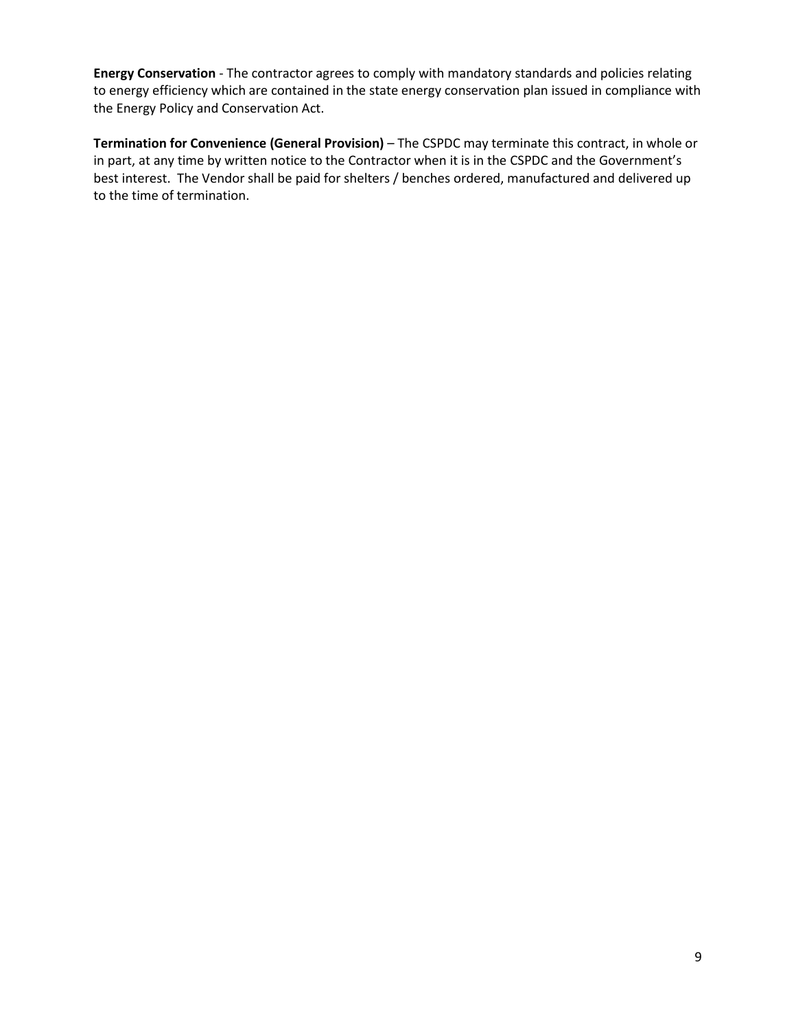**Energy Conservation** - The contractor agrees to comply with mandatory standards and policies relating to energy efficiency which are contained in the state energy conservation plan issued in compliance with the Energy Policy and Conservation Act.

**Termination for Convenience (General Provision)** – The CSPDC may terminate this contract, in whole or in part, at any time by written notice to the Contractor when it is in the CSPDC and the Government's best interest. The Vendor shall be paid for shelters / benches ordered, manufactured and delivered up to the time of termination.